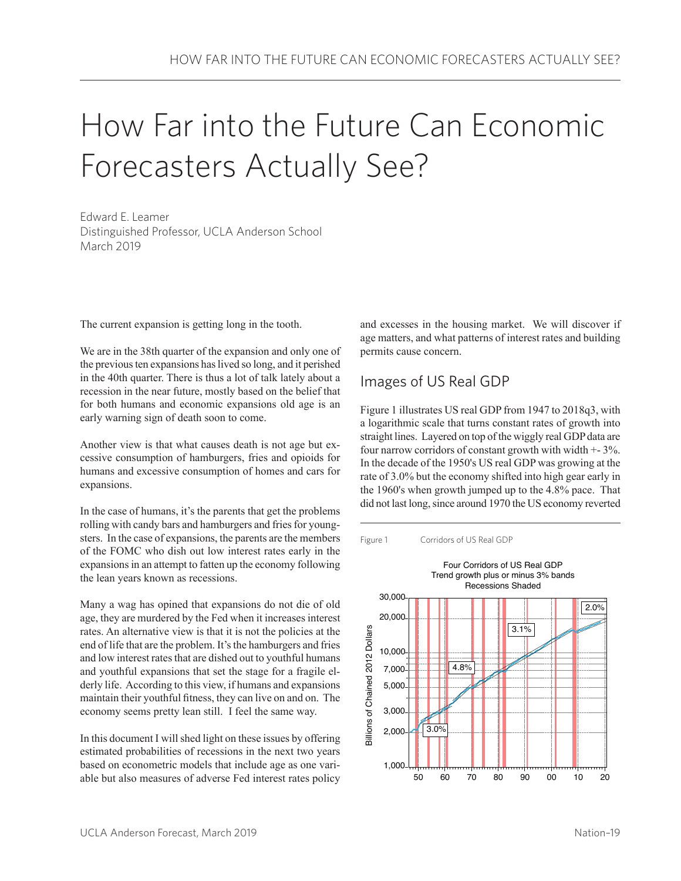# How Far into the Future Can Economic Forecasters Actually See?

Edward E. Leamer
Distinguished Professor, UCLA Anderson School
March 2019

The current expansion is getting long in the tooth.

We are in the 38th quarter of the expansion and only one of the previous ten expansions has lived so long, and it perished in the 40th quarter. There is thus a lot of talk lately about a recession in the near future, mostly based on the belief that for both humans and economic expansions old age is an early warning sign of death soon to come.

Another view is that what causes death is not age but excessive consumption of hamburgers, fries and opioids for humans and excessive consumption of homes and cars for expansions.

In the case of humans, it's the parents that get the problems rolling with candy bars and hamburgers and fries for youngsters. In the case of expansions, the parents are the members of the FOMC who dish out low interest rates early in the expansions in an attempt to fatten up the economy following the lean years known as recessions.

Many a wag has opined that expansions do not die of old age, they are murdered by the Fed when it increases interest rates. An alternative view is that it is not the policies at the end of life that are the problem. It's the hamburgers and fries and low interest rates that are dished out to youthful humans and youthful expansions that set the stage for a fragile elderly life. According to this view, if humans and expansions maintain their youthful fitness, they can live on and on. The economy seems pretty lean still. I feel the same way.

In this document I will shed light on these issues by offering estimated probabilities of recessions in the next two years based on econometric models that include age as one variable but also measures of adverse Fed interest rates policy and excesses in the housing market. We will discover if age matters, and what patterns of interest rates and building permits cause concern.

## Images of US Real GDP

Figure 1 illustrates US real GDP from 1947 to 2018q3, with a logarithmic scale that turns constant rates of growth into straight lines. Layered on top of the wiggly real GDP data are four narrow corridors of constant growth with width +- 3%. In the decade of the 1950's US real GDP was growing at the rate of 3.0% but the economy shifted into high gear early in the 1960's when growth jumped up to the 4.8% pace. That did not last long, since around 1970 the US economy reverted

Figure 1 Corridors of US Real GDP

Four Corridors of US Real GDP
Trend growth plus or minus 3% bands
Recessions Shaded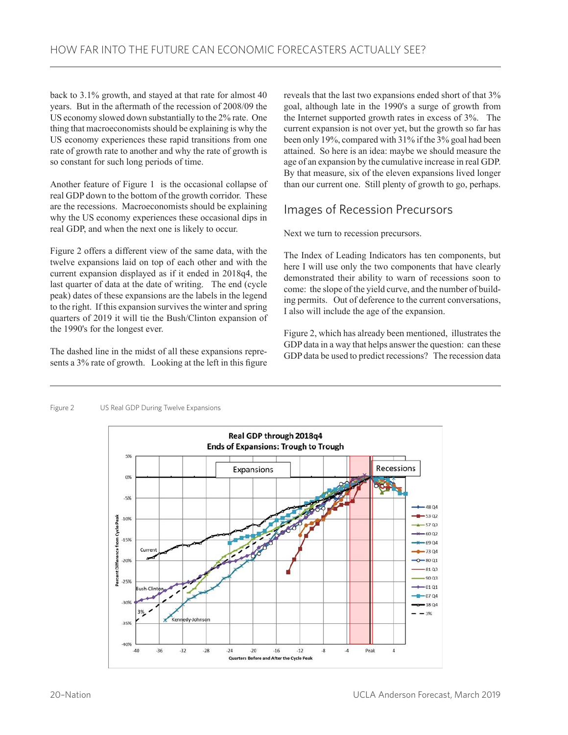back to 3.1% growth, and stayed at that rate for almost 40 years. But in the aftermath of the recession of 2008/09 the US economy slowed down substantially to the 2% rate. One thing that macroeconomists should be explaining is why the US economy experiences these rapid transitions from one rate of growth rate to another and why the rate of growth is so constant for such long periods of time.

Another feature of Figure 1 is the occasional collapse of real GDP down to the bottom of the growth corridor. These are the recessions. Macroeconomists should be explaining why the US economy experiences these occasional dips in real GDP, and when the next one is likely to occur.

Figure 2 offers a different view of the same data, with the twelve expansions laid on top of each other and with the current expansion displayed as if it ended in 2018q4, the last quarter of data at the date of writing. The end (cycle peak) dates of these expansions are the labels in the legend to the right. If this expansion survives the winter and spring quarters of 2019 it will tie the Bush/Clinton expansion of the 1990's for the longest ever.

The dashed line in the midst of all these expansions represents a 3% rate of growth. Looking at the left in this figure reveals that the last two expansions ended short of that 3% goal, although late in the 1990's a surge of growth from the Internet supported growth rates in excess of 3%. The current expansion is not over yet, but the growth so far has been only 19%, compared with 31% if the 3% goal had been attained. So here is an idea: maybe we should measure the age of an expansion by the cumulative increase in real GDP. By that measure, six of the eleven expansions lived longer than our current one. Still plenty of growth to go, perhaps.

## Images of Recession Precursors

Next we turn to recession precursors.

The Index of Leading Indicators has ten components, but here I will use only the two components that have clearly demonstrated their ability to warn of recessions soon to come: the slope of the yield curve, and the number of building permits. Out of deference to the current conversations, I also will include the age of the expansion.

Figure 2, which has already been mentioned, illustrates the GDP data in a way that helps answer the question: can these GDP data be used to predict recessions? The recession data

Figure 2 US Real GDP During Twelve Expansions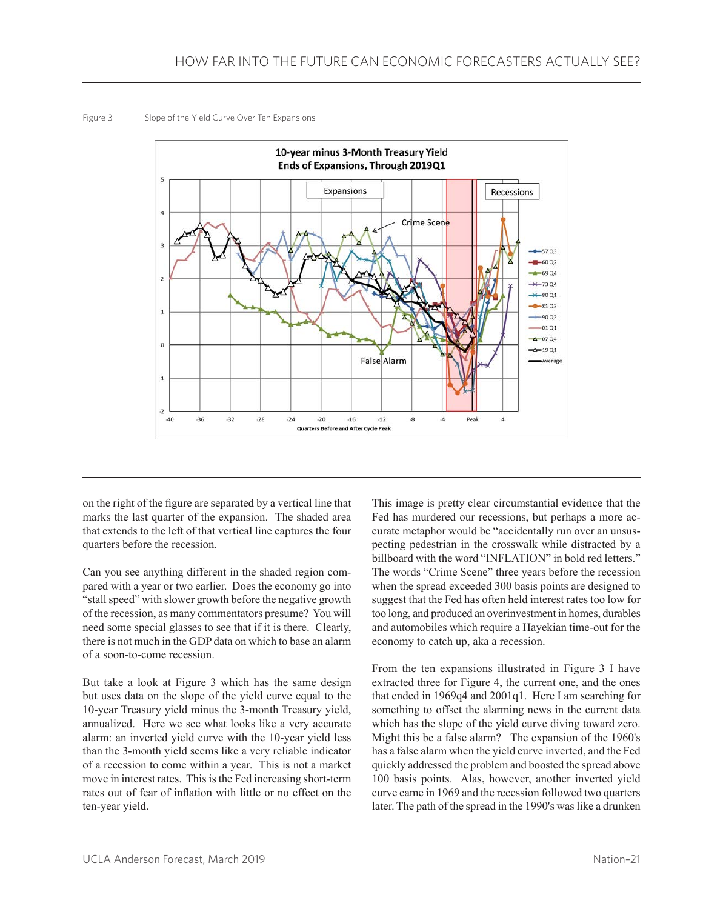Figure 3 Slope of the Yield Curve Over Ten Expansions

on the right of the figure are separated by a vertical line that marks the last quarter of the expansion. The shaded area that extends to the left of that vertical line captures the four quarters before the recession.

Can you see anything different in the shaded region compared with a year or two earlier. Does the economy go into "stall speed" with slower growth before the negative growth of the recession, as many commentators presume? You will need some special glasses to see that if it is there. Clearly, there is not much in the GDP data on which to base an alarm of a soon-to-come recession.

But take a look at Figure 3 which has the same design but uses data on the slope of the yield curve equal to the 10-year Treasury yield minus the 3-month Treasury yield, annualized. Here we see what looks like a very accurate alarm: an inverted yield curve with the 10-year yield less than the 3-month yield seems like a very reliable indicator of a recession to come within a year. This is not a market move in interest rates. This is the Fed increasing short-term rates out of fear of inflation with little or no effect on the ten-year yield.

This image is pretty clear circumstantial evidence that the Fed has murdered our recessions, but perhaps a more accurate metaphor would be "accidentally run over an unsuspecting pedestrian in the crosswalk while distracted by a billboard with the word "INFLATION" in bold red letters." The words "Crime Scene" three years before the recession when the spread exceeded 300 basis points are designed to suggest that the Fed has often held interest rates too low for too long, and produced an overinvestment in homes, durables and automobiles which require a Hayekian time-out for the economy to catch up, aka a recession.

From the ten expansions illustrated in Figure 3 I have extracted three for Figure 4, the current one, and the ones that ended in 1969q4 and 2001q1. Here I am searching for something to offset the alarming news in the current data which has the slope of the yield curve diving toward zero. Might this be a false alarm? The expansion of the 1960's has a false alarm when the yield curve inverted, and the Fed quickly addressed the problem and boosted the spread above 100 basis points. Alas, however, another inverted yield curve came in 1969 and the recession followed two quarters later. The path of the spread in the 1990's was like a drunken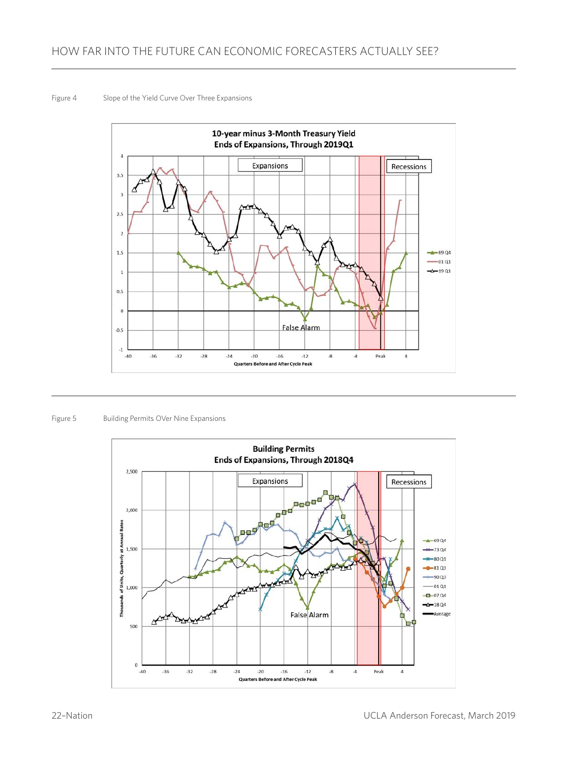Figure 4 Slope of the Yield Curve Over Three Expansions

Figure 5 Building Permits OVer Nine Expansions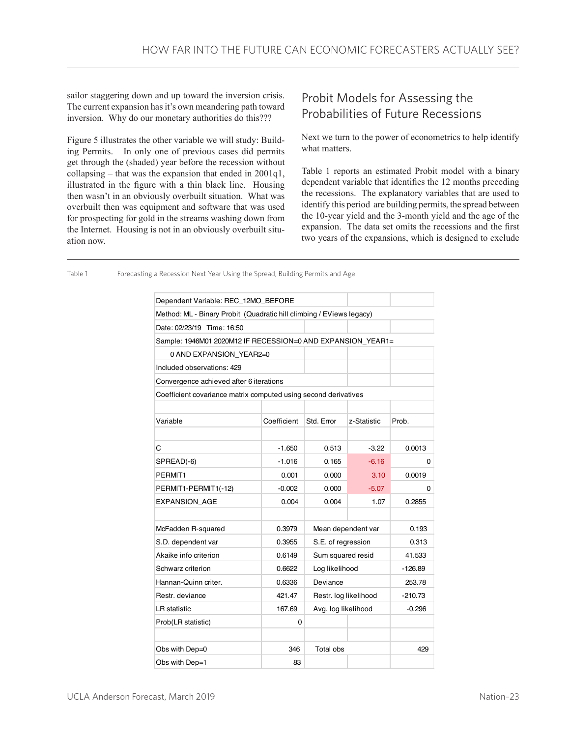sailor staggering down and up toward the inversion crisis. The current expansion has it's own meandering path toward inversion. Why do our monetary authorities do this???

Figure 5 illustrates the other variable we will study: Building Permits. In only one of previous cases did permits get through the (shaded) year before the recession without collapsing – that was the expansion that ended in 2001q1, illustrated in the figure with a thin black line. Housing then wasn't in an obviously overbuilt situation. What was overbuilt then was equipment and software that was used for prospecting for gold in the streams washing down from the Internet. Housing is not in an obviously overbuilt situation now.

## Probit Models for Assessing the Probabilities of Future Recessions

Next we turn to the power of econometrics to help identify what matters.

Table 1 reports an estimated Probit model with a binary dependent variable that identifies the 12 months preceding the recessions. The explanatory variables that are used to identify this period are building permits, the spread between the 10-year yield and the 3-month yield and the age of the expansion. The data set omits the recessions and the first two years of the expansions, which is designed to exclude

Table 1 Forecasting a Recession Next Year Using the Spread, Building Permits and Age

| Dependent Variable: REC_12MO_BEFORE | | | | |
|---|---|---|---|---|
| Method: ML - Binary Probit (Quadratic hill climbing / EViews legacy) | | | | |
| Date: 02/23/19 Time: 16:50 | | | | |
| Sample: 1946M01 2020M12 IF RECESSION=0 AND EXPANSION_YEAR1= 0 AND EXPANSION_YEAR2=0 | | | | |
| Included observations: 429 | | | | |
| Convergence achieved after 6 iterations | | | | |
| Coefficient covariance matrix computed using second derivatives | | | | |
| | | | | |
| Variable | Coefficient | Std. Error | z-Statistic | Prob. |
| | | | | |
| C | -1.650 | 0.513 | -3.22 | 0.0013 |
| SPREAD(-6) | -1.016 | 0.165 | -6.16 | 0 |
| PERMIT1 | 0.001 | 0.000 | 3.10 | 0.0019 |
| PERMIT1-PERMIT1(-12) | -0.002 | 0.000 | -5.07 | 0 |
| EXPANSION_AGE | 0.004 | 0.004 | 1.07 | 0.2855 |
| | | | | |
| McFadden R-squared | 0.3979 | Mean dependent var | | 0.193 |
| S.D. dependent var | 0.3955 | S.E. of regression | | 0.313 |
| Akaike info criterion | 0.6149 | Sum squared resid | | 41.533 |
| Schwarz criterion | 0.6622 | Log likelihood | | -126.89 |
| Hannan-Quinn criter. | 0.6336 | Deviance | | 253.78 |
| Restr. deviance | 421.47 | Restr. log likelihood | | -210.73 |
| LR statistic | 167.69 | Avg. log likelihood | | -0.296 |
| Prob(LR statistic) | 0 | | | |
| | | | | |
| Obs with Dep=0 | 346 | Total obs | | 429 |
| Obs with Dep=1 | 83 | | | |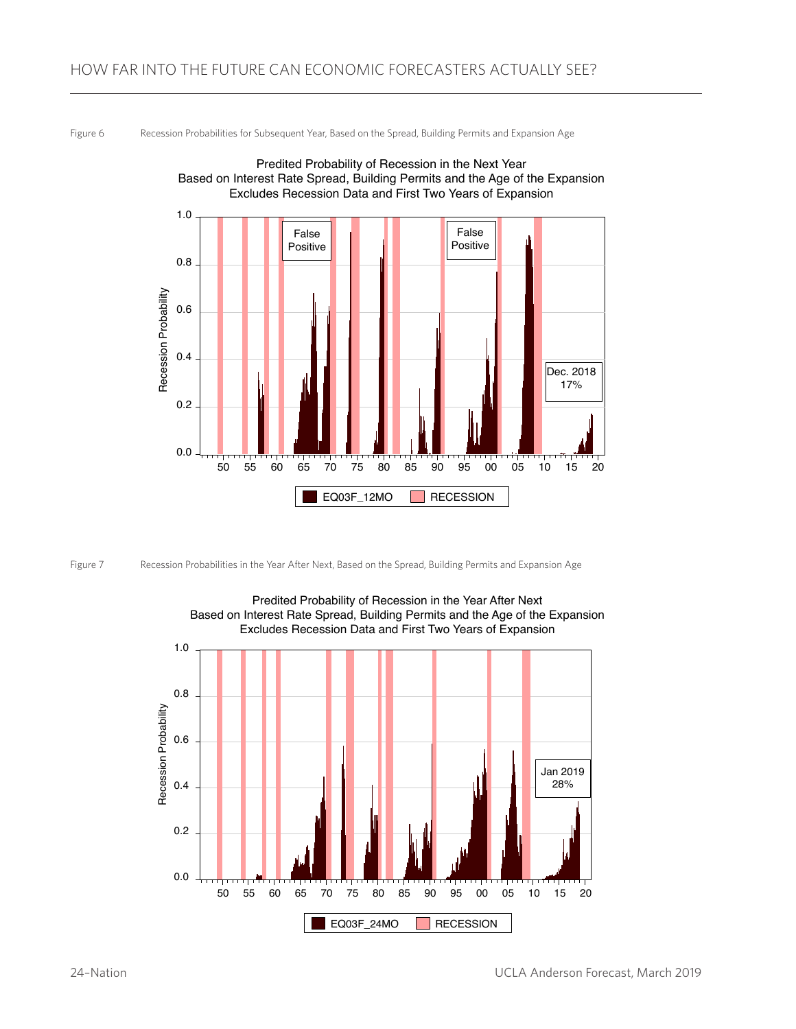Figure 6 Recession Probabilities for Subsequent Year, Based on the Spread, Building Permits and Expansion Age

Predited Probability of Recession in the Next Year
Based on Interest Rate Spread, Building Permits and the Age of the Expansion
Excludes Recession Data and First Two Years of Expansion

False Positive

False Positive

Dec. 2018
17%

Recession Probability

EQ03F_12MO RECESSION

Figure 7 Recession Probabilities in the Year After Next, Based on the Spread, Building Permits and Expansion Age

Predited Probability of Recession in the Year After Next
Based on Interest Rate Spread, Building Permits and the Age of the Expansion
Excludes Recession Data and First Two Years of Expansion

Jan 2019
28%

Recession Probability

EQ03F_24MO RECESSION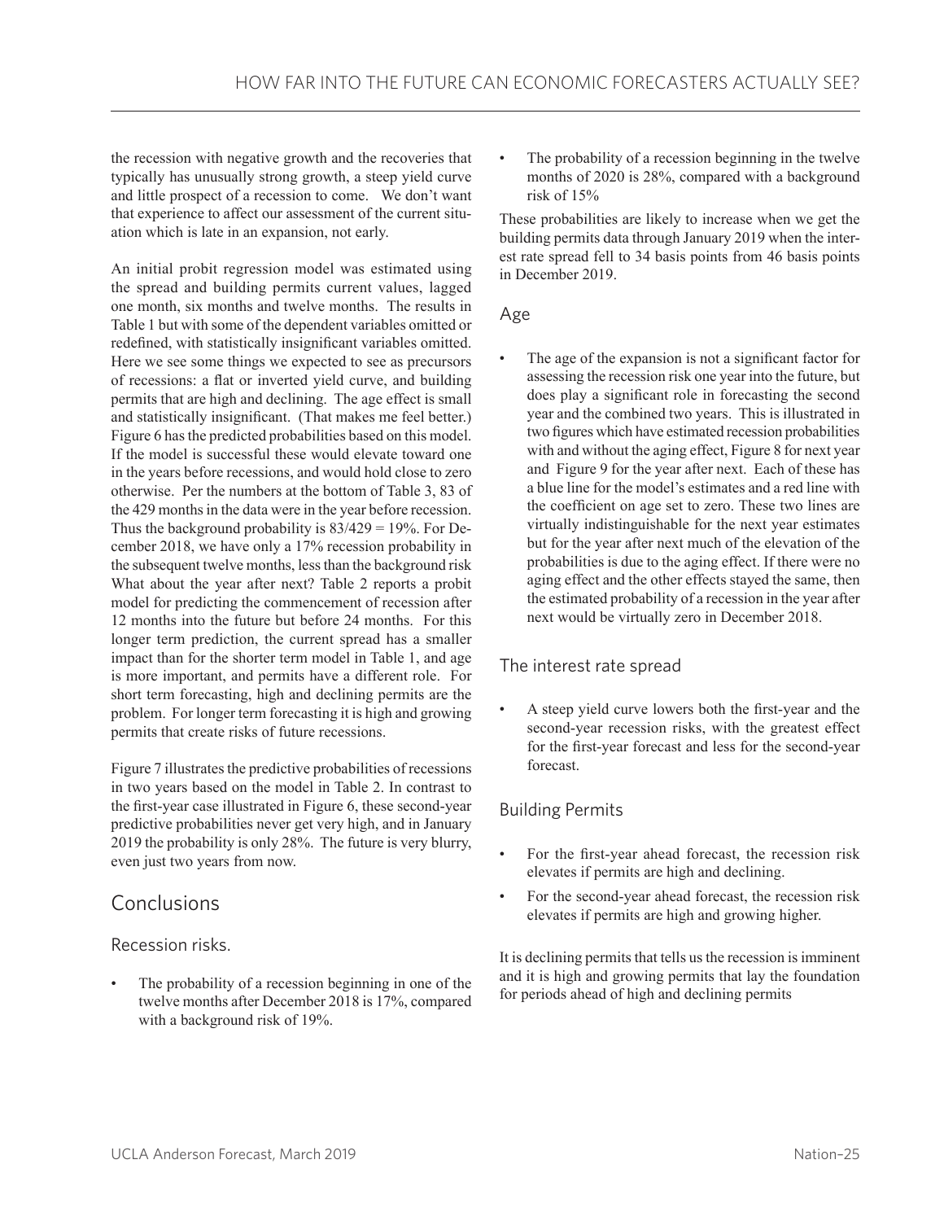the recession with negative growth and the recoveries that typically has unusually strong growth, a steep yield curve and little prospect of a recession to come. We don't want that experience to affect our assessment of the current situation which is late in an expansion, not early.

An initial probit regression model was estimated using the spread and building permits current values, lagged one month, six months and twelve months. The results in Table 1 but with some of the dependent variables omitted or redefined, with statistically insignificant variables omitted. Here we see some things we expected to see as precursors of recessions: a flat or inverted yield curve, and building permits that are high and declining. The age effect is small and statistically insignificant. (That makes me feel better.) Figure 6 has the predicted probabilities based on this model. If the model is successful these would elevate toward one in the years before recessions, and would hold close to zero otherwise. Per the numbers at the bottom of Table 3, 83 of the 429 months in the data were in the year before recession. Thus the background probability is 83/429 = 19%. For December 2018, we have only a 17% recession probability in the subsequent twelve months, less than the background risk What about the year after next? Table 2 reports a probit model for predicting the commencement of recession after 12 months into the future but before 24 months. For this longer term prediction, the current spread has a smaller impact than for the shorter term model in Table 1, and age is more important, and permits have a different role. For short term forecasting, high and declining permits are the problem. For longer term forecasting it is high and growing permits that create risks of future recessions.

Figure 7 illustrates the predictive probabilities of recessions in two years based on the model in Table 2. In contrast to the first-year case illustrated in Figure 6, these second-year predictive probabilities never get very high, and in January 2019 the probability is only 28%. The future is very blurry, even just two years from now.

## Conclusions

### Recession risks.

- The probability of a recession beginning in one of the twelve months after December 2018 is 17%, compared with a background risk of 19%.
- The probability of a recession beginning in the twelve months of 2020 is 28%, compared with a background risk of 15%

These probabilities are likely to increase when we get the building permits data through January 2019 when the interest rate spread fell to 34 basis points from 46 basis points in December 2019.

### Age

- The age of the expansion is not a significant factor for assessing the recession risk one year into the future, but does play a significant role in forecasting the second year and the combined two years. This is illustrated in two figures which have estimated recession probabilities with and without the aging effect, Figure 8 for next year and Figure 9 for the year after next. Each of these has a blue line for the model's estimates and a red line with the coefficient on age set to zero. These two lines are virtually indistinguishable for the next year estimates but for the year after next much of the elevation of the probabilities is due to the aging effect. If there were no aging effect and the other effects stayed the same, then the estimated probability of a recession in the year after next would be virtually zero in December 2018.

### The interest rate spread

- A steep yield curve lowers both the first-year and the second-year recession risks, with the greatest effect for the first-year forecast and less for the second-year forecast.

### Building Permits

- For the first-year ahead forecast, the recession risk elevates if permits are high and declining.
- For the second-year ahead forecast, the recession risk elevates if permits are high and growing higher.

It is declining permits that tells us the recession is imminent and it is high and growing permits that lay the foundation for periods ahead of high and declining permits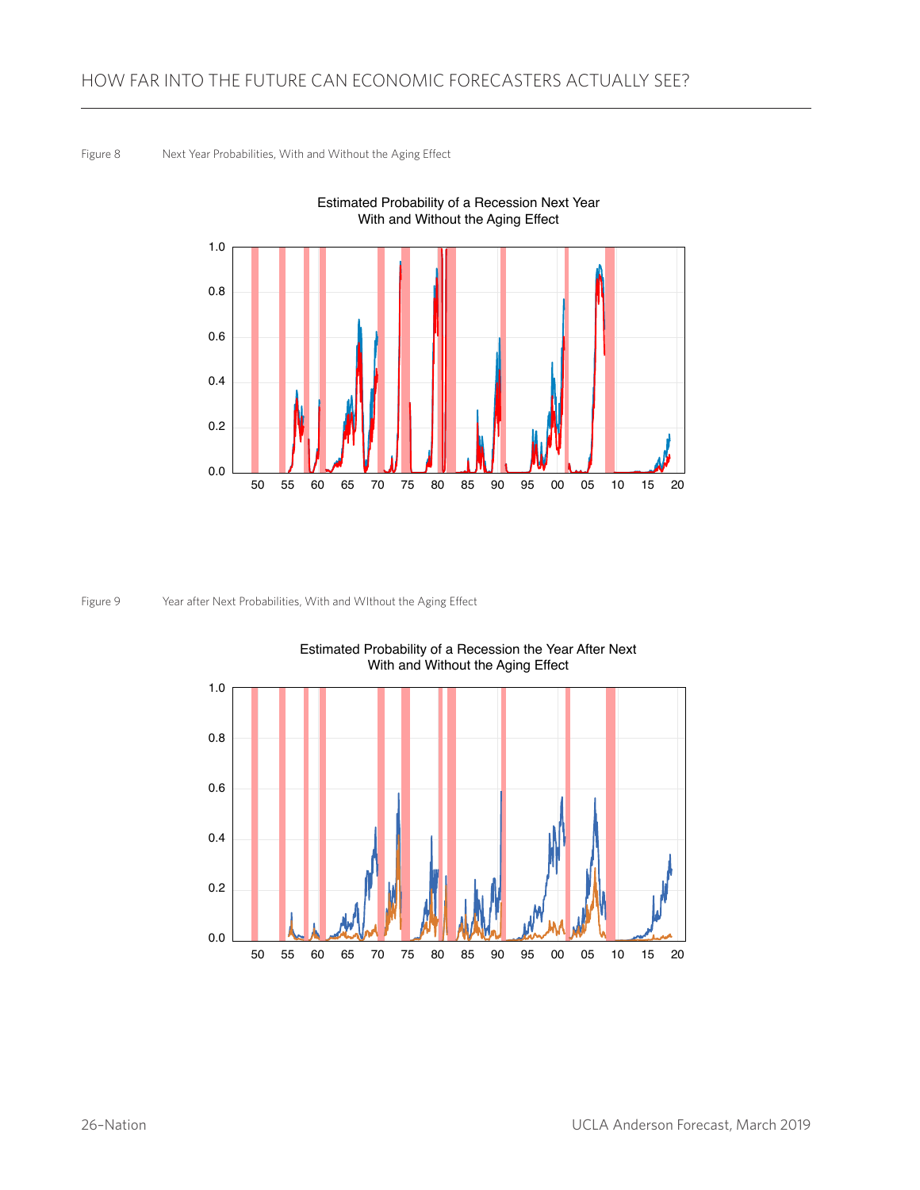Figure 8 Next Year Probabilities, With and Without the Aging Effect

Figure 9 Year after Next Probabilities, With and WIthout the Aging Effect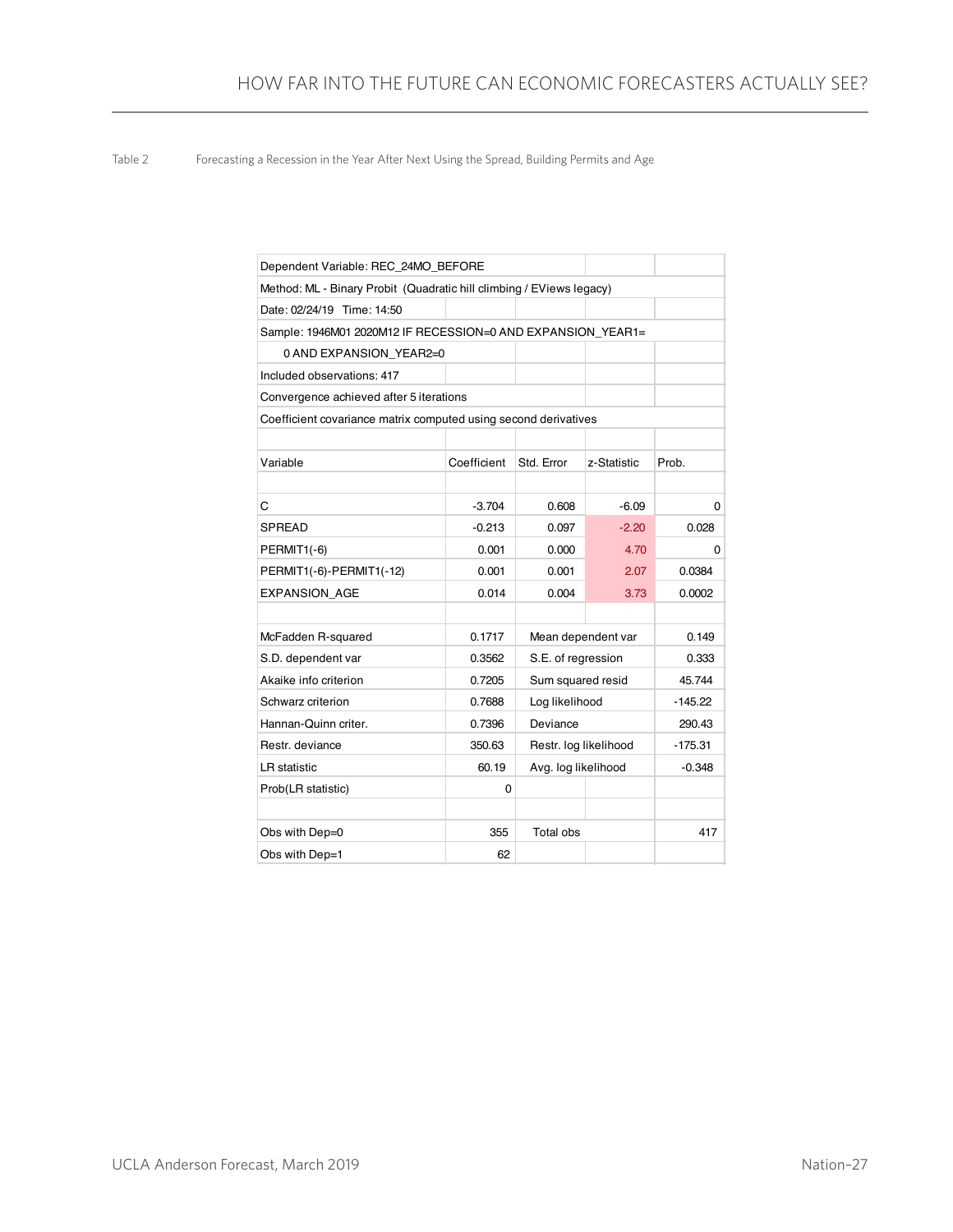Table 2 Forecasting a Recession in the Year After Next Using the Spread, Building Permits and Age

| | | | | |
|---|---|---|---|---|
| Dependent Variable: REC_24MO_BEFORE | | | | |
| Method: ML - Binary Probit (Quadratic hill climbing / EViews legacy) | | | | |
| Date: 02/24/19 Time: 14:50 | | | | |
| Sample: 1946M01 2020M12 IF RECESSION=0 AND EXPANSION_YEAR1= 0 AND EXPANSION_YEAR2=0 | | | | |
| Included observations: 417 | | | | |
| Convergence achieved after 5 iterations | | | | |
| Coefficient covariance matrix computed using second derivatives | | | | |
| | | | | |
| Variable | Coefficient | Std. Error | z-Statistic | Prob. |
| | | | | |
| C | -3.704 | 0.608 | -6.09 | 0 |
| SPREAD | -0.213 | 0.097 | -2.20 | 0.028 |
| PERMIT1(-6) | 0.001 | 0.000 | 4.70 | 0 |
| PERMIT1(-6)-PERMIT1(-12) | 0.001 | 0.001 | 2.07 | 0.0384 |
| EXPANSION_AGE | 0.014 | 0.004 | 3.73 | 0.0002 |
| | | | | |
| McFadden R-squared | 0.1717 | Mean dependent var | | 0.149 |
| S.D. dependent var | 0.3562 | S.E. of regression | | 0.333 |
| Akaike info criterion | 0.7205 | Sum squared resid | | 45.744 |
| Schwarz criterion | 0.7688 | Log likelihood | | -145.22 |
| Hannan-Quinn criter. | 0.7396 | Deviance | | 290.43 |
| Restr. deviance | 350.63 | Restr. log likelihood | | -175.31 |
| LR statistic | 60.19 | Avg. log likelihood | | -0.348 |
| Prob(LR statistic) | 0 | | | |
| | | | | |
| Obs with Dep=0 | 355 | Total obs | | 417 |
| Obs with Dep=1 | 62 | | | |